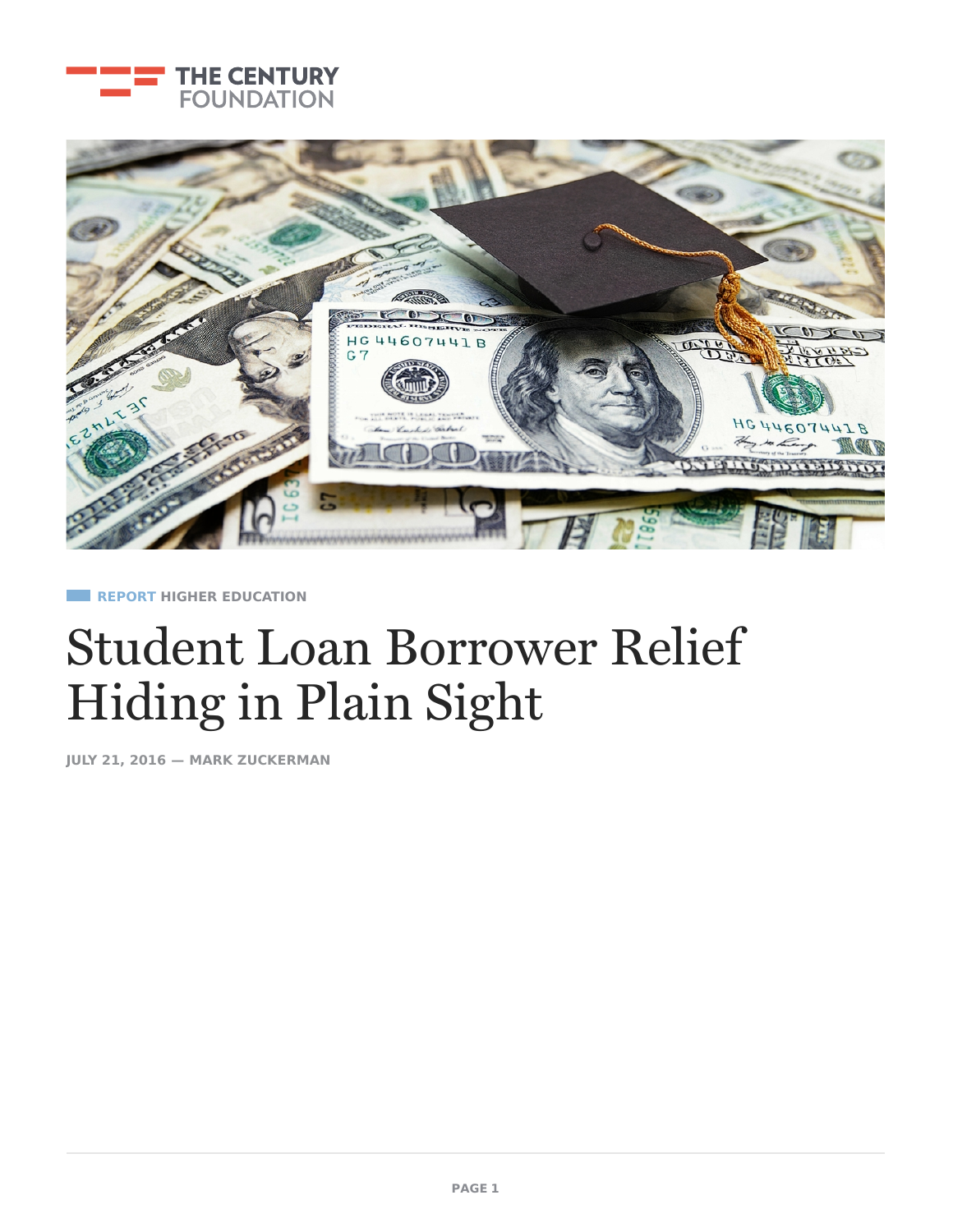THE CENTURY FOUNDATION

REPORT HIGHER EDUCATION

# Student Loan Borrower Relief Hiding in Plain Sight

JULY 21, 2016 — MARK ZUCKERMAN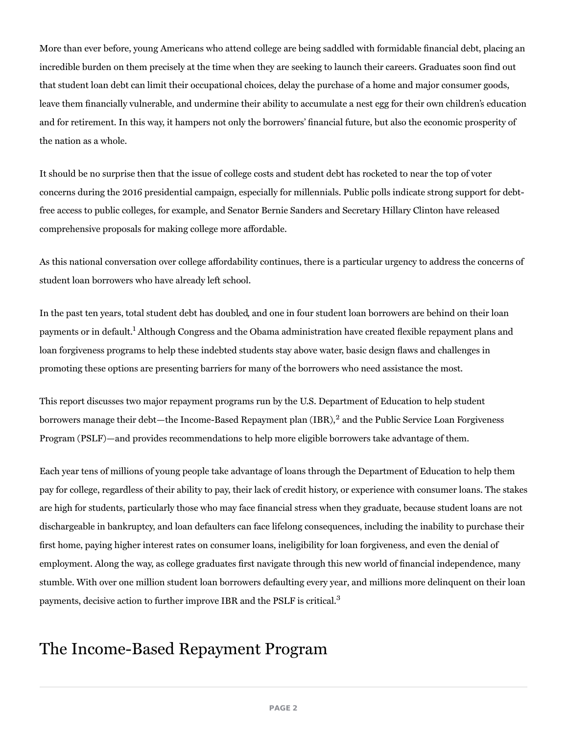More than ever before, young Americans who attend college are being saddled with formidable financial debt, placing an incredible burden on them precisely at the time when they are seeking to launch their careers. Graduates soon find out that student loan debt can limit their occupational choices, delay the purchase of a home and major consumer goods, leave them financially vulnerable, and undermine their ability to accumulate a nest egg for their own children's education and for retirement. In this way, it hampers not only the borrowers' financial future, but also the economic prosperity of the nation as a whole.

It should be no surprise then that the issue of college costs and student debt has rocketed to near the top of voter concerns during the 2016 presidential campaign, especially for millennials. Public polls indicate strong support for debt-free access to public colleges, for example, and Senator Bernie Sanders and Secretary Hillary Clinton have released comprehensive proposals for making college more affordable.

As this national conversation over college affordability continues, there is a particular urgency to address the concerns of student loan borrowers who have already left school.

In the past ten years, total student debt has doubled, and one in four student loan borrowers are behind on their loan payments or in default.[1] Although Congress and the Obama administration have created flexible repayment plans and loan forgiveness programs to help these indebted students stay above water, basic design flaws and challenges in promoting these options are presenting barriers for many of the borrowers who need assistance the most.

This report discusses two major repayment programs run by the U.S. Department of Education to help student borrowers manage their debt—the Income-Based Repayment plan (IBR),[2] and the Public Service Loan Forgiveness Program (PSLF)—and provides recommendations to help more eligible borrowers take advantage of them.

Each year tens of millions of young people take advantage of loans through the Department of Education to help them pay for college, regardless of their ability to pay, their lack of credit history, or experience with consumer loans. The stakes are high for students, particularly those who may face financial stress when they graduate, because student loans are not dischargeable in bankruptcy, and loan defaulters can face lifelong consequences, including the inability to purchase their first home, paying higher interest rates on consumer loans, ineligibility for loan forgiveness, and even the denial of employment. Along the way, as college graduates first navigate through this new world of financial independence, many stumble. With over one million student loan borrowers defaulting every year, and millions more delinquent on their loan payments, decisive action to further improve IBR and the PSLF is critical.[3]

## The Income-Based Repayment Program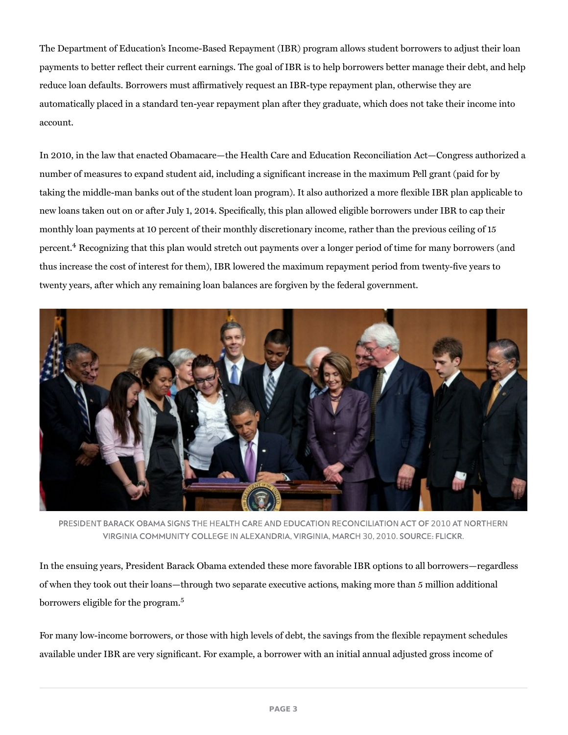The Department of Education's Income-Based Repayment (IBR) program allows student borrowers to adjust their loan payments to better reflect their current earnings. The goal of IBR is to help borrowers better manage their debt, and help reduce loan defaults. Borrowers must affirmatively request an IBR-type repayment plan, otherwise they are automatically placed in a standard ten-year repayment plan after they graduate, which does not take their income into account.

In 2010, in the law that enacted Obamacare—the Health Care and Education Reconciliation Act—Congress authorized a number of measures to expand student aid, including a significant increase in the maximum Pell grant (paid for by taking the middle-man banks out of the student loan program). It also authorized a more flexible IBR plan applicable to new loans taken out on or after July 1, 2014. Specifically, this plan allowed eligible borrowers under IBR to cap their monthly loan payments at 10 percent of their monthly discretionary income, rather than the previous ceiling of 15 percent.[4] Recognizing that this plan would stretch out payments over a longer period of time for many borrowers (and thus increase the cost of interest for them), IBR lowered the maximum repayment period from twenty-five years to twenty years, after which any remaining loan balances are forgiven by the federal government.

PRESIDENT BARACK OBAMA SIGNS THE HEALTH CARE AND EDUCATION RECONCILIATION ACT OF 2010 AT NORTHERN VIRGINIA COMMUNITY COLLEGE IN ALEXANDRIA, VIRGINIA, MARCH 30, 2010. SOURCE: FLICKR.

In the ensuing years, President Barack Obama extended these more favorable IBR options to all borrowers—regardless of when they took out their loans—through two separate executive actions, making more than 5 million additional borrowers eligible for the program.[5]

For many low-income borrowers, or those with high levels of debt, the savings from the flexible repayment schedules available under IBR are very significant. For example, a borrower with an initial annual adjusted gross income of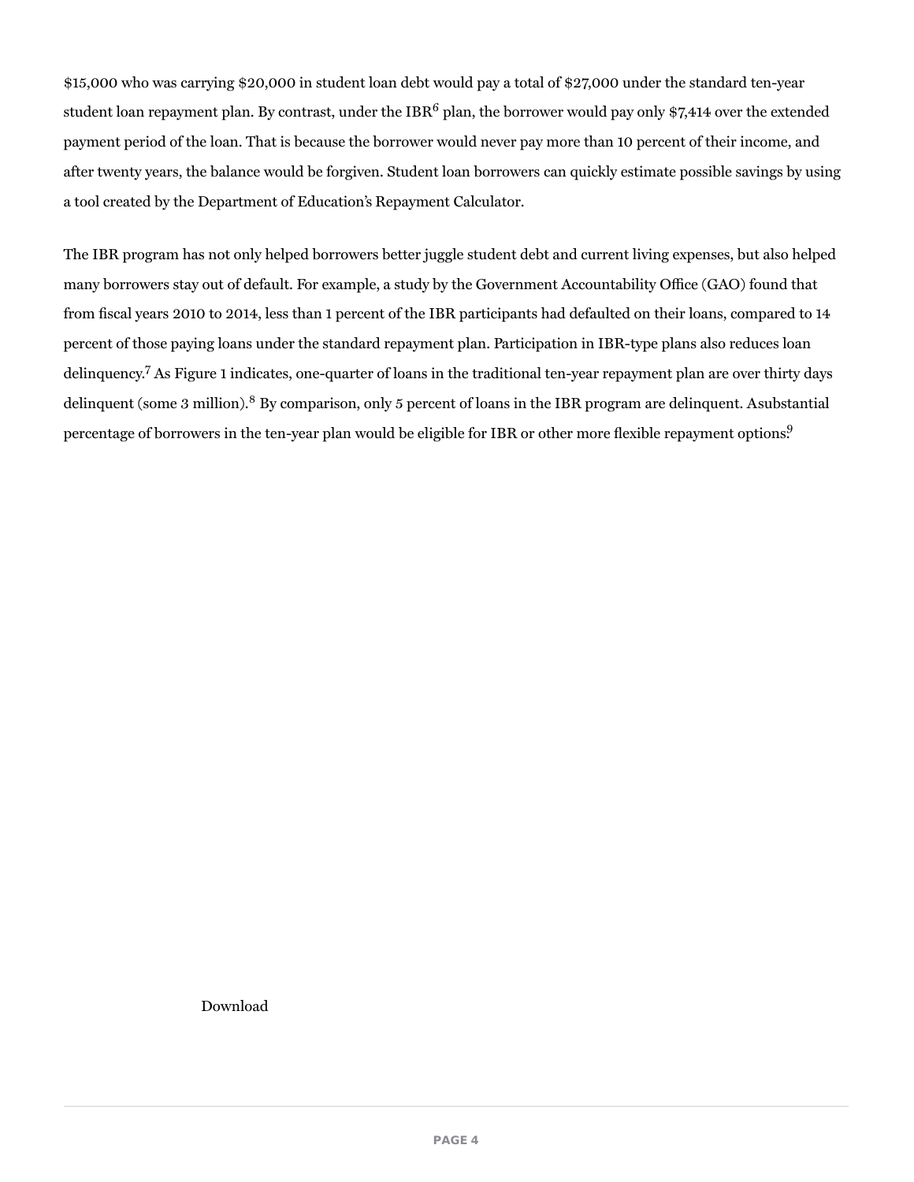$15,000 who was carrying $20,000 in student loan debt would pay a total of $27,000 under the standard ten-year student loan repayment plan. By contrast, under the IBR[6] plan, the borrower would pay only $7,414 over the extended payment period of the loan. That is because the borrower would never pay more than 10 percent of their income, and after twenty years, the balance would be forgiven. Student loan borrowers can quickly estimate possible savings by using a tool created by the Department of Education's Repayment Calculator.

The IBR program has not only helped borrowers better juggle student debt and current living expenses, but also helped many borrowers stay out of default. For example, a study by the Government Accountability Office (GAO) found that from fiscal years 2010 to 2014, less than 1 percent of the IBR participants had defaulted on their loans, compared to 14 percent of those paying loans under the standard repayment plan. Participation in IBR-type plans also reduces loan delinquency.[7] As Figure 1 indicates, one-quarter of loans in the traditional ten-year repayment plan are over thirty days delinquent (some 3 million).[8] By comparison, only 5 percent of loans in the IBR program are delinquent. Asubstantial percentage of borrowers in the ten-year plan would be eligible for IBR or other more flexible repayment options.[9]

Download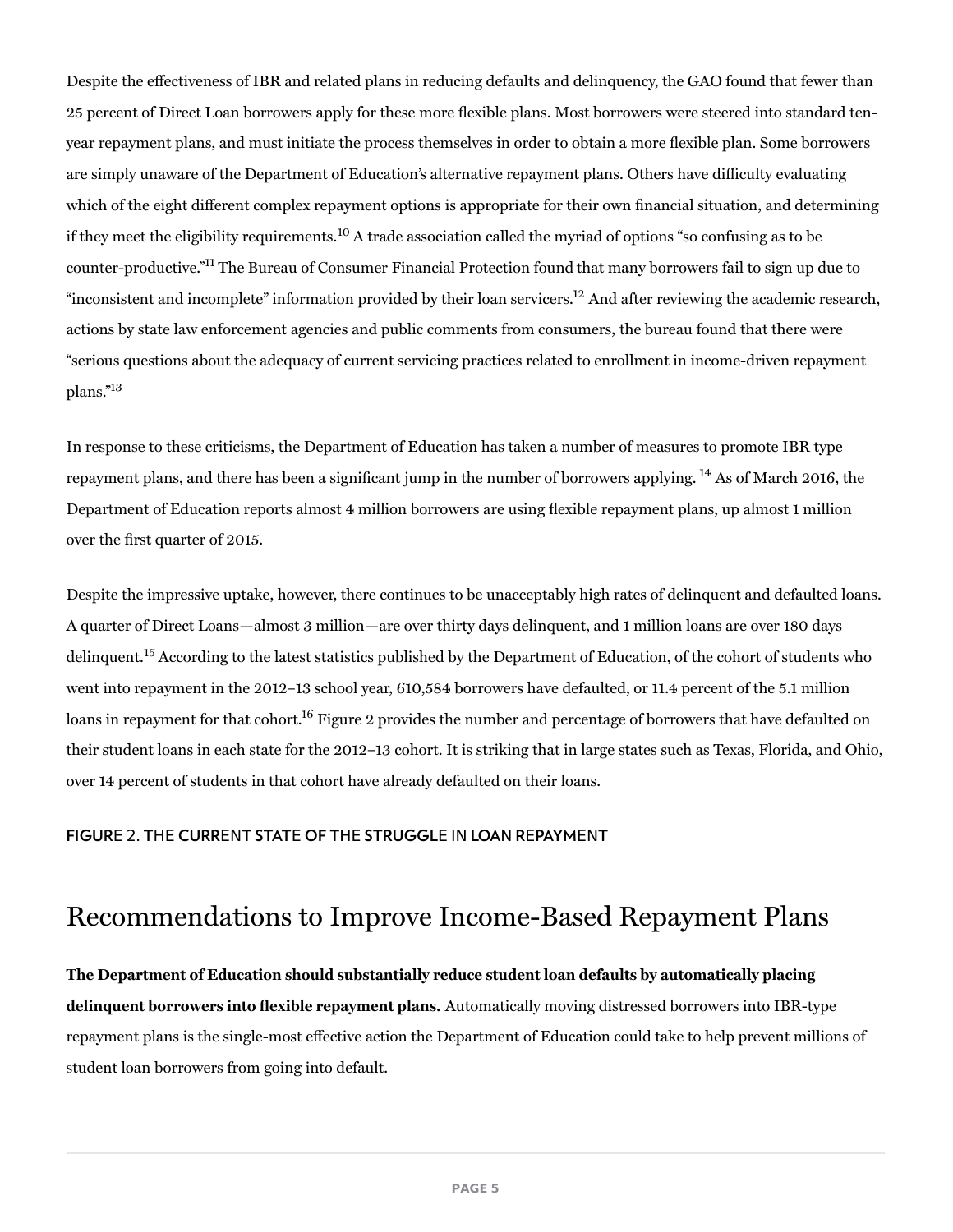Despite the effectiveness of IBR and related plans in reducing defaults and delinquency, the GAO found that fewer than 25 percent of Direct Loan borrowers apply for these more flexible plans. Most borrowers were steered into standard ten-year repayment plans, and must initiate the process themselves in order to obtain a more flexible plan. Some borrowers are simply unaware of the Department of Education's alternative repayment plans. Others have difficulty evaluating which of the eight different complex repayment options is appropriate for their own financial situation, and determining if they meet the eligibility requirements.[10] A trade association called the myriad of options "so confusing as to be counter-productive."[11] The Bureau of Consumer Financial Protection found that many borrowers fail to sign up due to "inconsistent and incomplete" information provided by their loan servicers.[12] And after reviewing the academic research, actions by state law enforcement agencies and public comments from consumers, the bureau found that there were "serious questions about the adequacy of current servicing practices related to enrollment in income-driven repayment plans."[13]

In response to these criticisms, the Department of Education has taken a number of measures to promote IBR type repayment plans, and there has been a significant jump in the number of borrowers applying. [14] As of March 2016, the Department of Education reports almost 4 million borrowers are using flexible repayment plans, up almost 1 million over the first quarter of 2015.

Despite the impressive uptake, however, there continues to be unacceptably high rates of delinquent and defaulted loans. A quarter of Direct Loans—almost 3 million—are over thirty days delinquent, and 1 million loans are over 180 days delinquent.[15] According to the latest statistics published by the Department of Education, of the cohort of students who went into repayment in the 2012–13 school year, 610,584 borrowers have defaulted, or 11.4 percent of the 5.1 million loans in repayment for that cohort.[16] Figure 2 provides the number and percentage of borrowers that have defaulted on their student loans in each state for the 2012–13 cohort. It is striking that in large states such as Texas, Florida, and Ohio, over 14 percent of students in that cohort have already defaulted on their loans.

FIGURE 2. THE CURRENT STATE OF THE STRUGGLE IN LOAN REPAYMENT

## Recommendations to Improve Income-Based Repayment Plans

**The Department of Education should substantially reduce student loan defaults by automatically placing delinquent borrowers into flexible repayment plans.** Automatically moving distressed borrowers into IBR-type repayment plans is the single-most effective action the Department of Education could take to help prevent millions of student loan borrowers from going into default.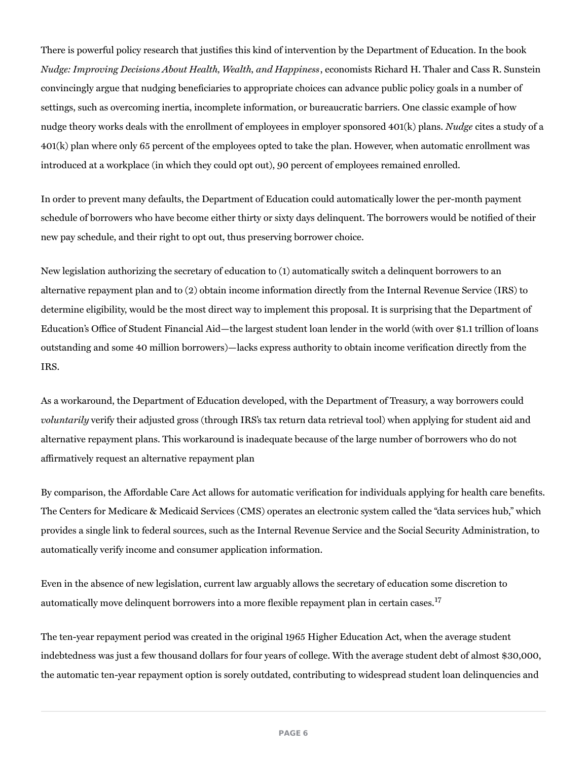There is powerful policy research that justifies this kind of intervention by the Department of Education. In the book *Nudge: Improving Decisions About Health, Wealth, and Happiness*, economists Richard H. Thaler and Cass R. Sunstein convincingly argue that nudging beneficiaries to appropriate choices can advance public policy goals in a number of settings, such as overcoming inertia, incomplete information, or bureaucratic barriers. One classic example of how nudge theory works deals with the enrollment of employees in employer sponsored 401(k) plans. *Nudge* cites a study of a 401(k) plan where only 65 percent of the employees opted to take the plan. However, when automatic enrollment was introduced at a workplace (in which they could opt out), 90 percent of employees remained enrolled.

In order to prevent many defaults, the Department of Education could automatically lower the per-month payment schedule of borrowers who have become either thirty or sixty days delinquent. The borrowers would be notified of their new pay schedule, and their right to opt out, thus preserving borrower choice.

New legislation authorizing the secretary of education to (1) automatically switch a delinquent borrowers to an alternative repayment plan and to (2) obtain income information directly from the Internal Revenue Service (IRS) to determine eligibility, would be the most direct way to implement this proposal. It is surprising that the Department of Education's Office of Student Financial Aid—the largest student loan lender in the world (with over $1.1 trillion of loans outstanding and some 40 million borrowers)—lacks express authority to obtain income verification directly from the IRS.

As a workaround, the Department of Education developed, with the Department of Treasury, a way borrowers could *voluntarily* verify their adjusted gross (through IRS's tax return data retrieval tool) when applying for student aid and alternative repayment plans. This workaround is inadequate because of the large number of borrowers who do not affirmatively request an alternative repayment plan

By comparison, the Affordable Care Act allows for automatic verification for individuals applying for health care benefits. The Centers for Medicare & Medicaid Services (CMS) operates an electronic system called the "data services hub," which provides a single link to federal sources, such as the Internal Revenue Service and the Social Security Administration, to automatically verify income and consumer application information.

Even in the absence of new legislation, current law arguably allows the secretary of education some discretion to automatically move delinquent borrowers into a more flexible repayment plan in certain cases.[17]

The ten-year repayment period was created in the original 1965 Higher Education Act, when the average student indebtedness was just a few thousand dollars for four years of college. With the average student debt of almost $30,000, the automatic ten-year repayment option is sorely outdated, contributing to widespread student loan delinquencies and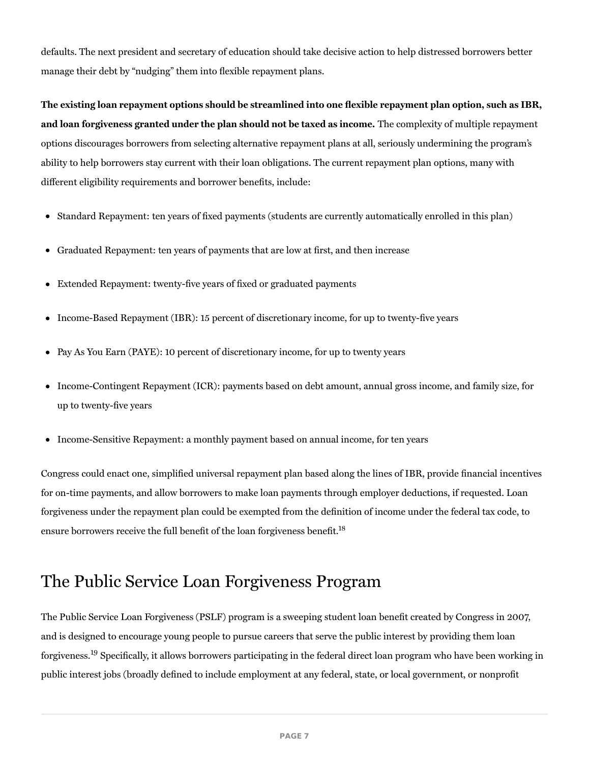defaults. The next president and secretary of education should take decisive action to help distressed borrowers better manage their debt by "nudging" them into flexible repayment plans.

**The existing loan repayment options should be streamlined into one flexible repayment plan option, such as IBR, and loan forgiveness granted under the plan should not be taxed as income.** The complexity of multiple repayment options discourages borrowers from selecting alternative repayment plans at all, seriously undermining the program's ability to help borrowers stay current with their loan obligations. The current repayment plan options, many with different eligibility requirements and borrower benefits, include:

- Standard Repayment: ten years of fixed payments (students are currently automatically enrolled in this plan)
- Graduated Repayment: ten years of payments that are low at first, and then increase
- Extended Repayment: twenty-five years of fixed or graduated payments
- Income-Based Repayment (IBR): 15 percent of discretionary income, for up to twenty-five years
- Pay As You Earn (PAYE): 10 percent of discretionary income, for up to twenty years
- Income-Contingent Repayment (ICR): payments based on debt amount, annual gross income, and family size, for up to twenty-five years
- Income-Sensitive Repayment: a monthly payment based on annual income, for ten years

Congress could enact one, simplified universal repayment plan based along the lines of IBR, provide financial incentives for on-time payments, and allow borrowers to make loan payments through employer deductions, if requested. Loan forgiveness under the repayment plan could be exempted from the definition of income under the federal tax code, to ensure borrowers receive the full benefit of the loan forgiveness benefit.[18]

## The Public Service Loan Forgiveness Program

The Public Service Loan Forgiveness (PSLF) program is a sweeping student loan benefit created by Congress in 2007, and is designed to encourage young people to pursue careers that serve the public interest by providing them loan forgiveness.[19] Specifically, it allows borrowers participating in the federal direct loan program who have been working in public interest jobs (broadly defined to include employment at any federal, state, or local government, or nonprofit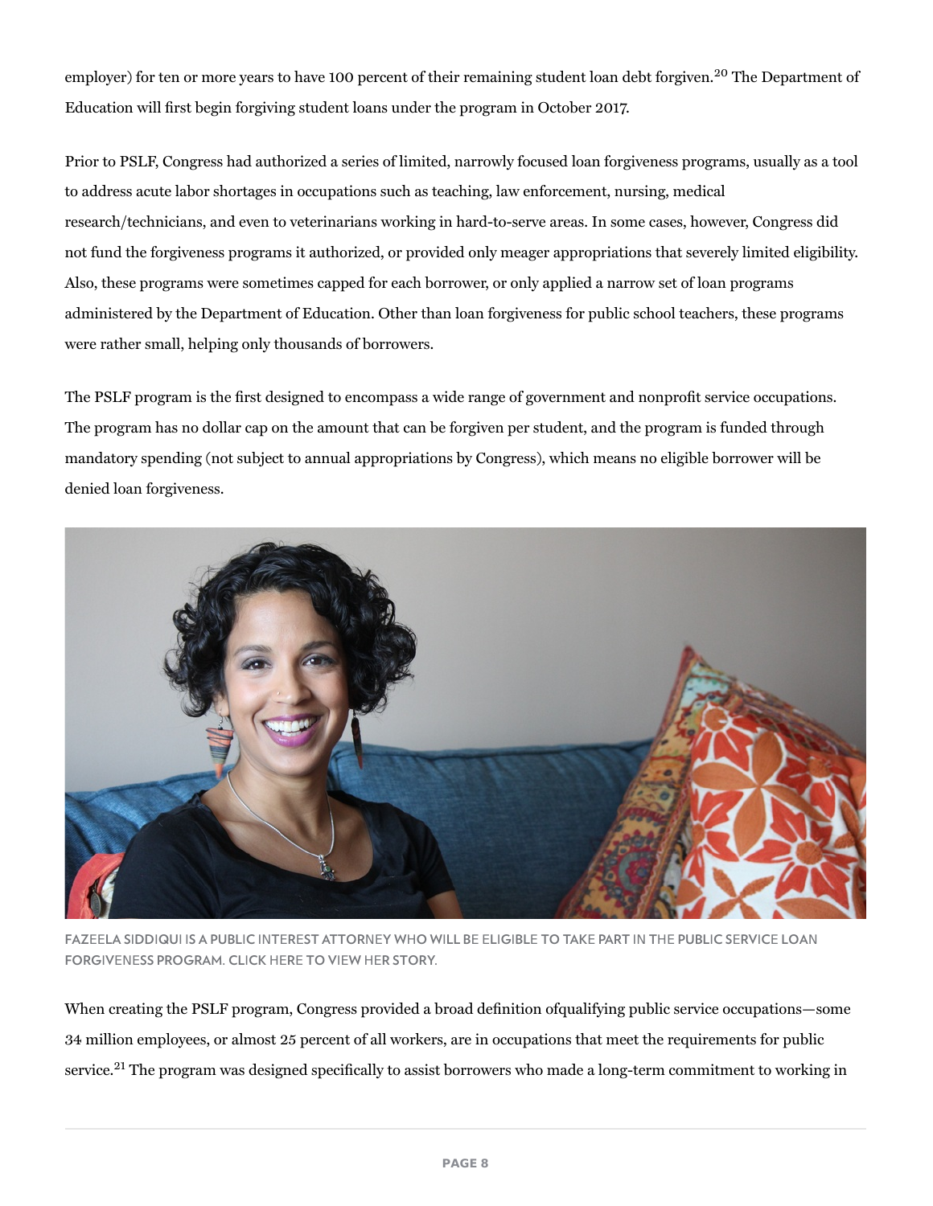employer) for ten or more years to have 100 percent of their remaining student loan debt forgiven.[20] The Department of Education will first begin forgiving student loans under the program in October 2017.

Prior to PSLF, Congress had authorized a series of limited, narrowly focused loan forgiveness programs, usually as a tool to address acute labor shortages in occupations such as teaching, law enforcement, nursing, medical research/technicians, and even to veterinarians working in hard-to-serve areas. In some cases, however, Congress did not fund the forgiveness programs it authorized, or provided only meager appropriations that severely limited eligibility. Also, these programs were sometimes capped for each borrower, or only applied a narrow set of loan programs administered by the Department of Education. Other than loan forgiveness for public school teachers, these programs were rather small, helping only thousands of borrowers.

The PSLF program is the first designed to encompass a wide range of government and nonprofit service occupations. The program has no dollar cap on the amount that can be forgiven per student, and the program is funded through mandatory spending (not subject to annual appropriations by Congress), which means no eligible borrower will be denied loan forgiveness.

FAZEELA SIDDIQUI IS A PUBLIC INTEREST ATTORNEY WHO WILL BE ELIGIBLE TO TAKE PART IN THE PUBLIC SERVICE LOAN FORGIVENESS PROGRAM. CLICK HERE TO VIEW HER STORY.

When creating the PSLF program, Congress provided a broad definition ofqualifying public service occupations—some 34 million employees, or almost 25 percent of all workers, are in occupations that meet the requirements for public service.[21] The program was designed specifically to assist borrowers who made a long-term commitment to working in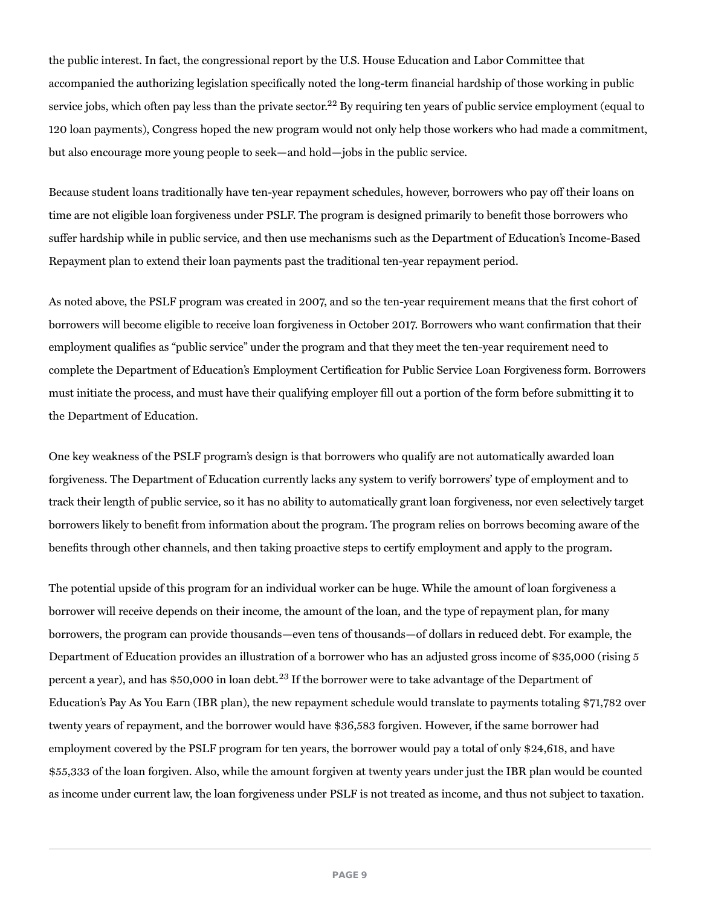the public interest. In fact, the congressional report by the U.S. House Education and Labor Committee that accompanied the authorizing legislation specifically noted the long-term financial hardship of those working in public service jobs, which often pay less than the private sector.[22] By requiring ten years of public service employment (equal to 120 loan payments), Congress hoped the new program would not only help those workers who had made a commitment, but also encourage more young people to seek—and hold—jobs in the public service.

Because student loans traditionally have ten-year repayment schedules, however, borrowers who pay off their loans on time are not eligible loan forgiveness under PSLF. The program is designed primarily to benefit those borrowers who suffer hardship while in public service, and then use mechanisms such as the Department of Education's Income-Based Repayment plan to extend their loan payments past the traditional ten-year repayment period.

As noted above, the PSLF program was created in 2007, and so the ten-year requirement means that the first cohort of borrowers will become eligible to receive loan forgiveness in October 2017. Borrowers who want confirmation that their employment qualifies as "public service" under the program and that they meet the ten-year requirement need to complete the Department of Education's Employment Certification for Public Service Loan Forgiveness form. Borrowers must initiate the process, and must have their qualifying employer fill out a portion of the form before submitting it to the Department of Education.

One key weakness of the PSLF program's design is that borrowers who qualify are not automatically awarded loan forgiveness. The Department of Education currently lacks any system to verify borrowers' type of employment and to track their length of public service, so it has no ability to automatically grant loan forgiveness, nor even selectively target borrowers likely to benefit from information about the program. The program relies on borrows becoming aware of the benefits through other channels, and then taking proactive steps to certify employment and apply to the program.

The potential upside of this program for an individual worker can be huge. While the amount of loan forgiveness a borrower will receive depends on their income, the amount of the loan, and the type of repayment plan, for many borrowers, the program can provide thousands—even tens of thousands—of dollars in reduced debt. For example, the Department of Education provides an illustration of a borrower who has an adjusted gross income of $35,000 (rising 5 percent a year), and has $50,000 in loan debt.[23] If the borrower were to take advantage of the Department of Education's Pay As You Earn (IBR plan), the new repayment schedule would translate to payments totaling $71,782 over twenty years of repayment, and the borrower would have $36,583 forgiven. However, if the same borrower had employment covered by the PSLF program for ten years, the borrower would pay a total of only $24,618, and have $55,333 of the loan forgiven. Also, while the amount forgiven at twenty years under just the IBR plan would be counted as income under current law, the loan forgiveness under PSLF is not treated as income, and thus not subject to taxation.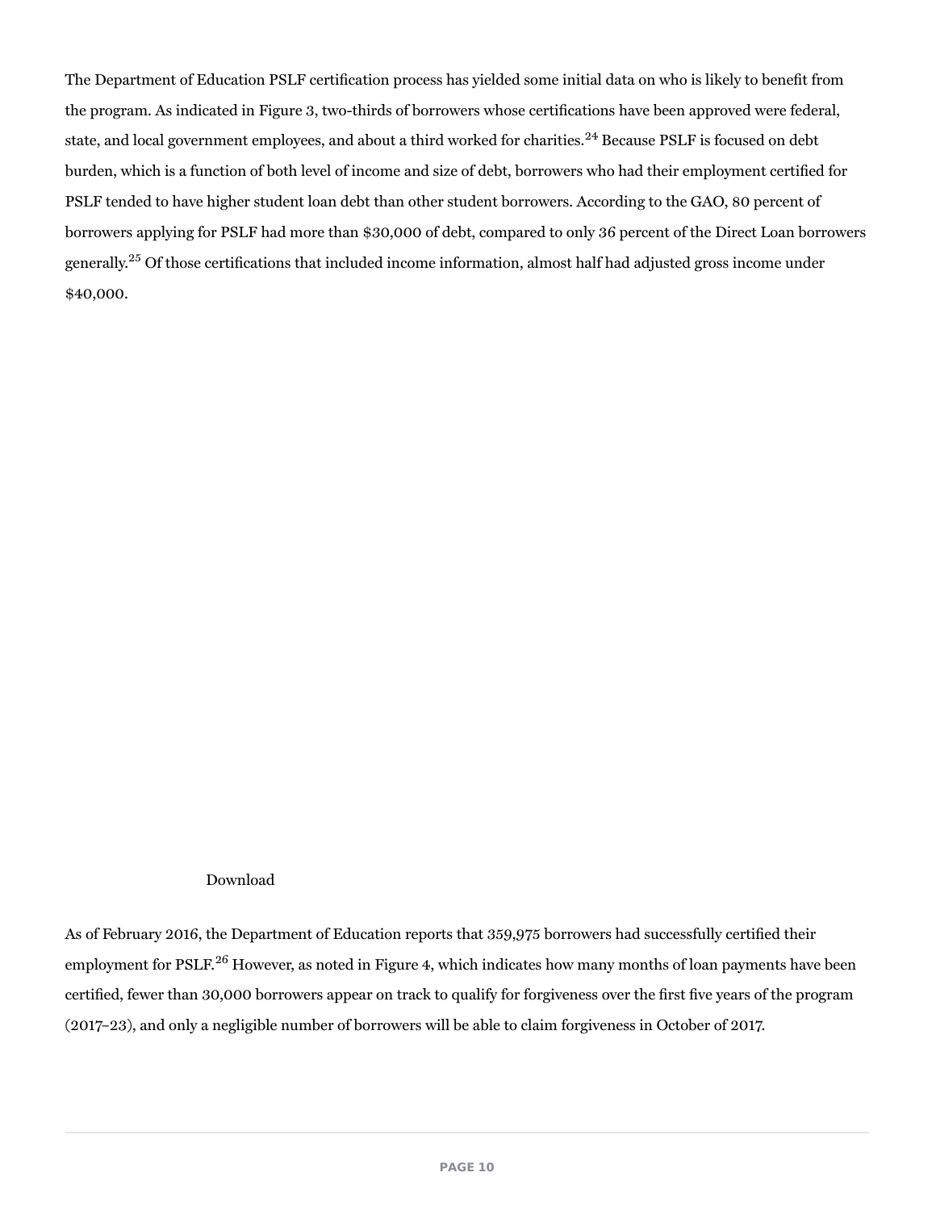The Department of Education PSLF certification process has yielded some initial data on who is likely to benefit from the program. As indicated in Figure 3, two-thirds of borrowers whose certifications have been approved were federal, state, and local government employees, and about a third worked for charities.[24] Because PSLF is focused on debt burden, which is a function of both level of income and size of debt, borrowers who had their employment certified for PSLF tended to have higher student loan debt than other student borrowers. According to the GAO, 80 percent of borrowers applying for PSLF had more than $30,000 of debt, compared to only 36 percent of the Direct Loan borrowers generally.[25] Of those certifications that included income information, almost half had adjusted gross income under $40,000.

Download

As of February 2016, the Department of Education reports that 359,975 borrowers had successfully certified their employment for PSLF.[26] However, as noted in Figure 4, which indicates how many months of loan payments have been certified, fewer than 30,000 borrowers appear on track to qualify for forgiveness over the first five years of the program (2017–23), and only a negligible number of borrowers will be able to claim forgiveness in October of 2017.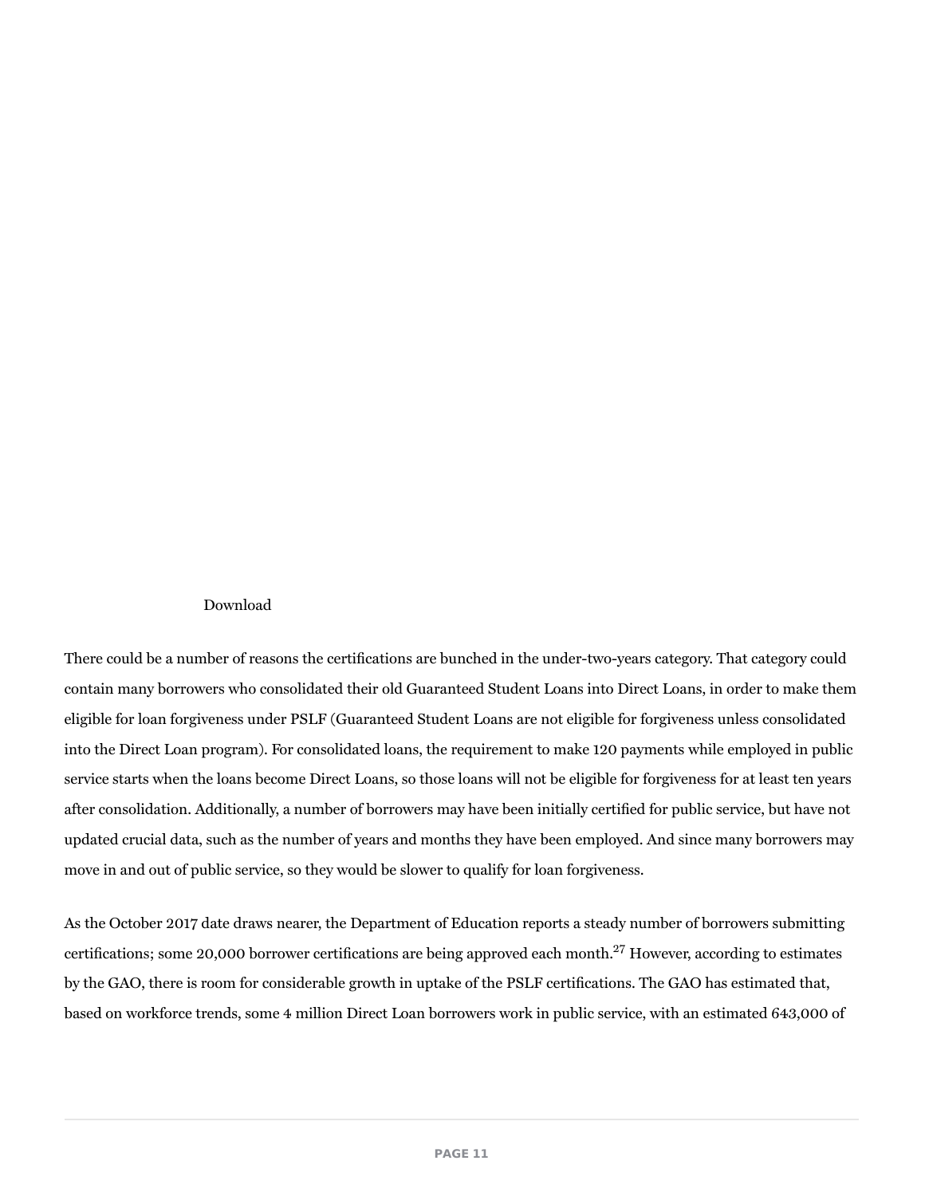Download

There could be a number of reasons the certifications are bunched in the under-two-years category. That category could contain many borrowers who consolidated their old Guaranteed Student Loans into Direct Loans, in order to make them eligible for loan forgiveness under PSLF (Guaranteed Student Loans are not eligible for forgiveness unless consolidated into the Direct Loan program). For consolidated loans, the requirement to make 120 payments while employed in public service starts when the loans become Direct Loans, so those loans will not be eligible for forgiveness for at least ten years after consolidation. Additionally, a number of borrowers may have been initially certified for public service, but have not updated crucial data, such as the number of years and months they have been employed. And since many borrowers may move in and out of public service, so they would be slower to qualify for loan forgiveness.

As the October 2017 date draws nearer, the Department of Education reports a steady number of borrowers submitting certifications; some 20,000 borrower certifications are being approved each month.[27] However, according to estimates by the GAO, there is room for considerable growth in uptake of the PSLF certifications. The GAO has estimated that, based on workforce trends, some 4 million Direct Loan borrowers work in public service, with an estimated 643,000 of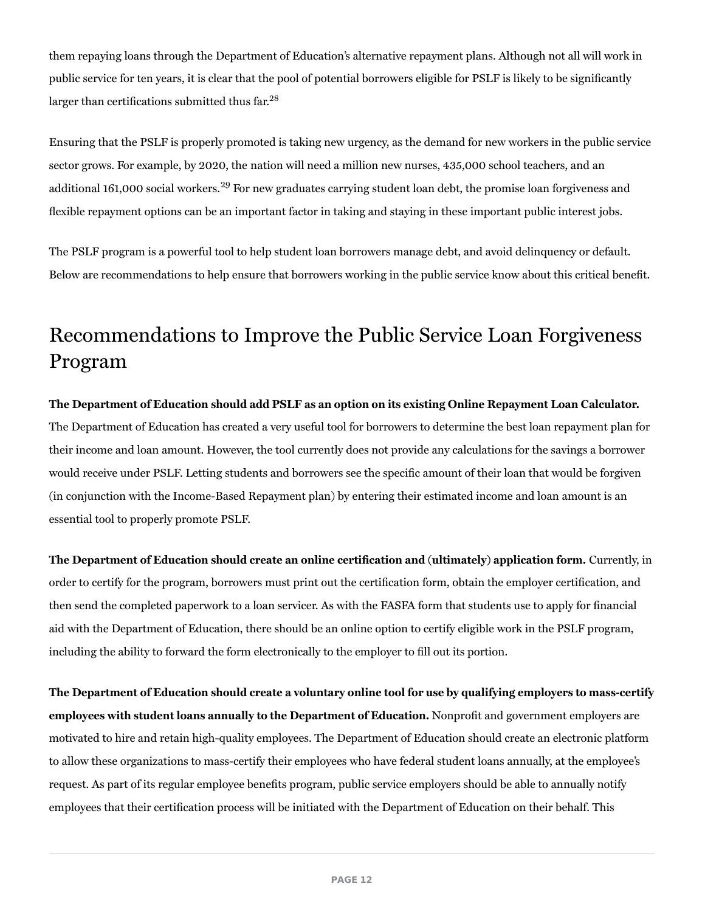them repaying loans through the Department of Education's alternative repayment plans. Although not all will work in public service for ten years, it is clear that the pool of potential borrowers eligible for PSLF is likely to be significantly larger than certifications submitted thus far.[28]

Ensuring that the PSLF is properly promoted is taking new urgency, as the demand for new workers in the public service sector grows. For example, by 2020, the nation will need a million new nurses, 435,000 school teachers, and an additional 161,000 social workers.[29] For new graduates carrying student loan debt, the promise loan forgiveness and flexible repayment options can be an important factor in taking and staying in these important public interest jobs.

The PSLF program is a powerful tool to help student loan borrowers manage debt, and avoid delinquency or default. Below are recommendations to help ensure that borrowers working in the public service know about this critical benefit.

## Recommendations to Improve the Public Service Loan Forgiveness Program

**The Department of Education should add PSLF as an option on its existing Online Repayment Loan Calculator.** The Department of Education has created a very useful tool for borrowers to determine the best loan repayment plan for their income and loan amount. However, the tool currently does not provide any calculations for the savings a borrower would receive under PSLF. Letting students and borrowers see the specific amount of their loan that would be forgiven (in conjunction with the Income-Based Repayment plan) by entering their estimated income and loan amount is an essential tool to properly promote PSLF.

**The Department of Education should create an online certification and (ultimately) application form.** Currently, in order to certify for the program, borrowers must print out the certification form, obtain the employer certification, and then send the completed paperwork to a loan servicer. As with the FASFA form that students use to apply for financial aid with the Department of Education, there should be an online option to certify eligible work in the PSLF program, including the ability to forward the form electronically to the employer to fill out its portion.

**The Department of Education should create a voluntary online tool for use by qualifying employers to mass-certify employees with student loans annually to the Department of Education.** Nonprofit and government employers are motivated to hire and retain high-quality employees. The Department of Education should create an electronic platform to allow these organizations to mass-certify their employees who have federal student loans annually, at the employee's request. As part of its regular employee benefits program, public service employers should be able to annually notify employees that their certification process will be initiated with the Department of Education on their behalf. This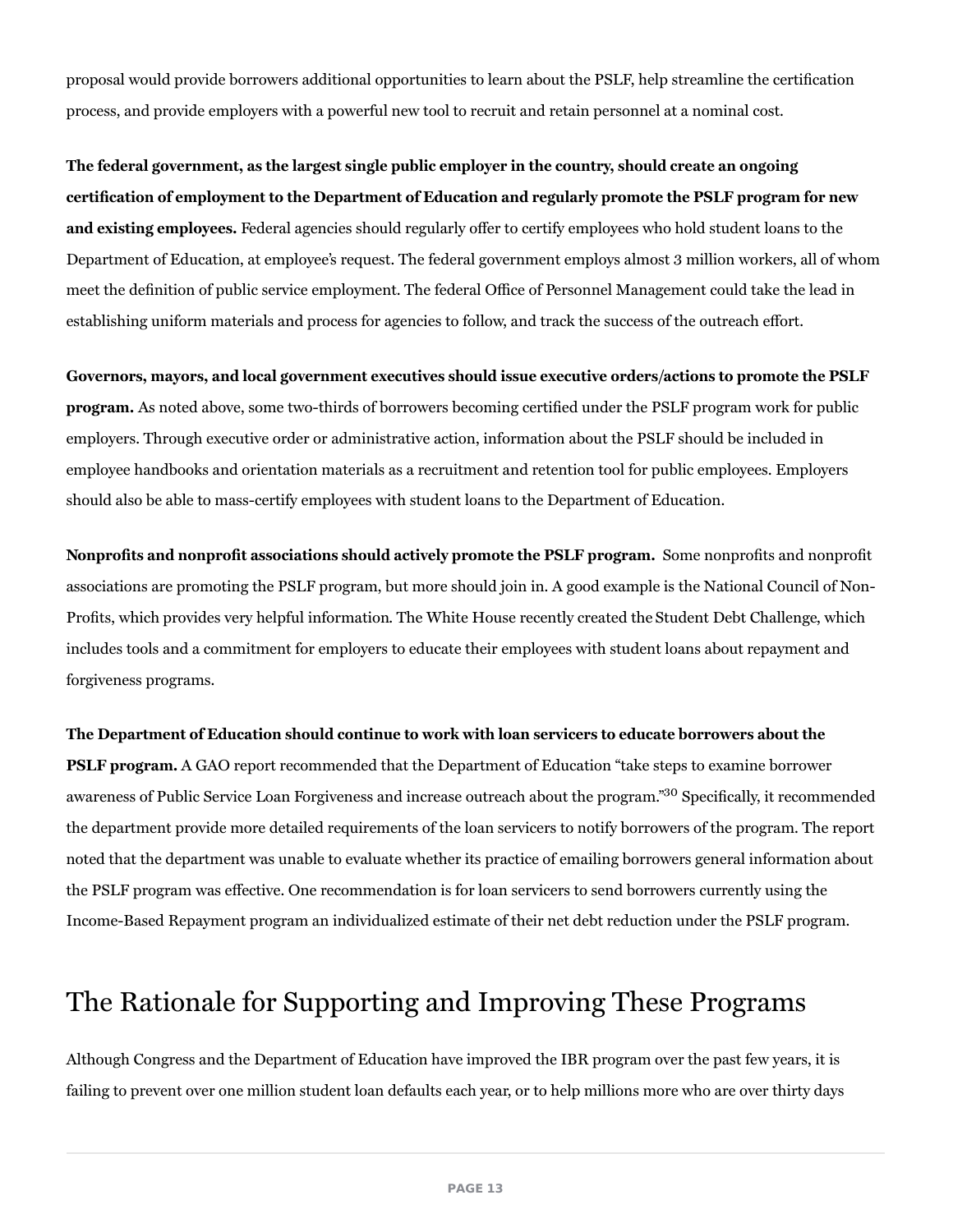proposal would provide borrowers additional opportunities to learn about the PSLF, help streamline the certification process, and provide employers with a powerful new tool to recruit and retain personnel at a nominal cost.

**The federal government, as the largest single public employer in the country, should create an ongoing certification of employment to the Department of Education and regularly promote the PSLF program for new and existing employees.** Federal agencies should regularly offer to certify employees who hold student loans to the Department of Education, at employee's request. The federal government employs almost 3 million workers, all of whom meet the definition of public service employment. The federal Office of Personnel Management could take the lead in establishing uniform materials and process for agencies to follow, and track the success of the outreach effort.

**Governors, mayors, and local government executives should issue executive orders/actions to promote the PSLF program.** As noted above, some two-thirds of borrowers becoming certified under the PSLF program work for public employers. Through executive order or administrative action, information about the PSLF should be included in employee handbooks and orientation materials as a recruitment and retention tool for public employees. Employers should also be able to mass-certify employees with student loans to the Department of Education.

**Nonprofits and nonprofit associations should actively promote the PSLF program.** Some nonprofits and nonprofit associations are promoting the PSLF program, but more should join in. A good example is the National Council of Non-Profits, which provides very helpful information. The White House recently created the Student Debt Challenge, which includes tools and a commitment for employers to educate their employees with student loans about repayment and forgiveness programs.

**The Department of Education should continue to work with loan servicers to educate borrowers about the PSLF program.** A GAO report recommended that the Department of Education "take steps to examine borrower awareness of Public Service Loan Forgiveness and increase outreach about the program."[30] Specifically, it recommended the department provide more detailed requirements of the loan servicers to notify borrowers of the program. The report noted that the department was unable to evaluate whether its practice of emailing borrowers general information about the PSLF program was effective. One recommendation is for loan servicers to send borrowers currently using the Income-Based Repayment program an individualized estimate of their net debt reduction under the PSLF program.

## The Rationale for Supporting and Improving These Programs

Although Congress and the Department of Education have improved the IBR program over the past few years, it is failing to prevent over one million student loan defaults each year, or to help millions more who are over thirty days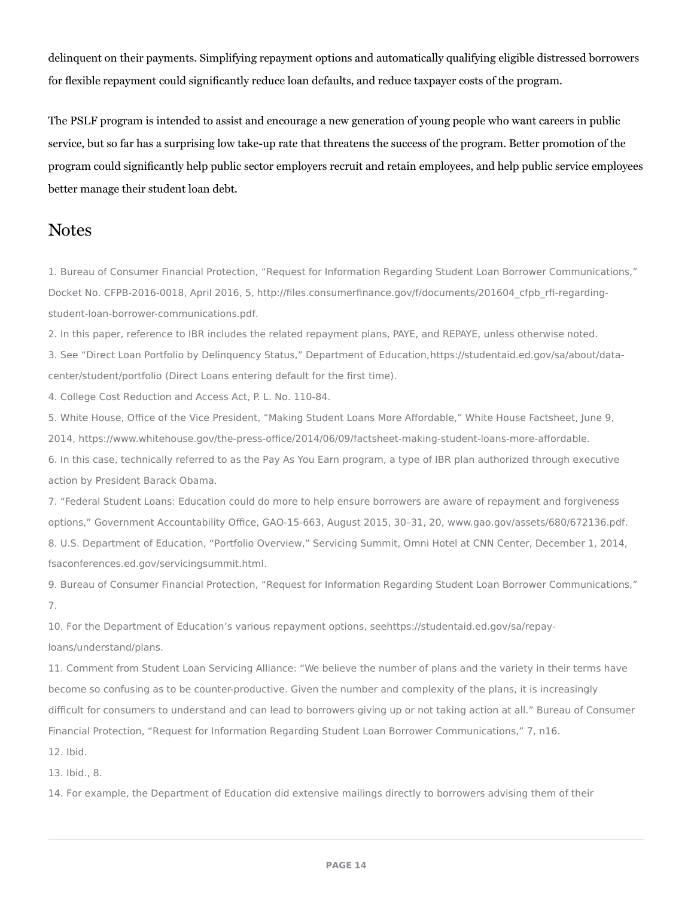delinquent on their payments. Simplifying repayment options and automatically qualifying eligible distressed borrowers for flexible repayment could significantly reduce loan defaults, and reduce taxpayer costs of the program.

The PSLF program is intended to assist and encourage a new generation of young people who want careers in public service, but so far has a surprising low take-up rate that threatens the success of the program. Better promotion of the program could significantly help public sector employers recruit and retain employees, and help public service employees better manage their student loan debt.

## Notes

1. Bureau of Consumer Financial Protection, "Request for Information Regarding Student Loan Borrower Communications," Docket No. CFPB-2016-0018, April 2016, 5, http://files.consumerfinance.gov/f/documents/201604_cfpb_rfi-regarding-student-loan-borrower-communications.pdf.
2. In this paper, reference to IBR includes the related repayment plans, PAYE, and REPAYE, unless otherwise noted.
3. See "Direct Loan Portfolio by Delinquency Status," Department of Education,https://studentaid.ed.gov/sa/about/data-center/student/portfolio (Direct Loans entering default for the first time).
4. College Cost Reduction and Access Act, P. L. No. 110-84.
5. White House, Office of the Vice President, "Making Student Loans More Affordable," White House Factsheet, June 9, 2014, https://www.whitehouse.gov/the-press-office/2014/06/09/factsheet-making-student-loans-more-affordable.
6. In this case, technically referred to as the Pay As You Earn program, a type of IBR plan authorized through executive action by President Barack Obama.
7. "Federal Student Loans: Education could do more to help ensure borrowers are aware of repayment and forgiveness options," Government Accountability Office, GAO-15-663, August 2015, 30–31, 20, www.gao.gov/assets/680/672136.pdf.
8. U.S. Department of Education, "Portfolio Overview," Servicing Summit, Omni Hotel at CNN Center, December 1, 2014, fsaconferences.ed.gov/servicingsummit.html.
9. Bureau of Consumer Financial Protection, "Request for Information Regarding Student Loan Borrower Communications," 7.
10. For the Department of Education's various repayment options, seehttps://studentaid.ed.gov/sa/repay-loans/understand/plans.
11. Comment from Student Loan Servicing Alliance: "We believe the number of plans and the variety in their terms have become so confusing as to be counter-productive. Given the number and complexity of the plans, it is increasingly difficult for consumers to understand and can lead to borrowers giving up or not taking action at all." Bureau of Consumer Financial Protection, "Request for Information Regarding Student Loan Borrower Communications," 7, n16.
12. Ibid.
13. Ibid., 8.
14. For example, the Department of Education did extensive mailings directly to borrowers advising them of their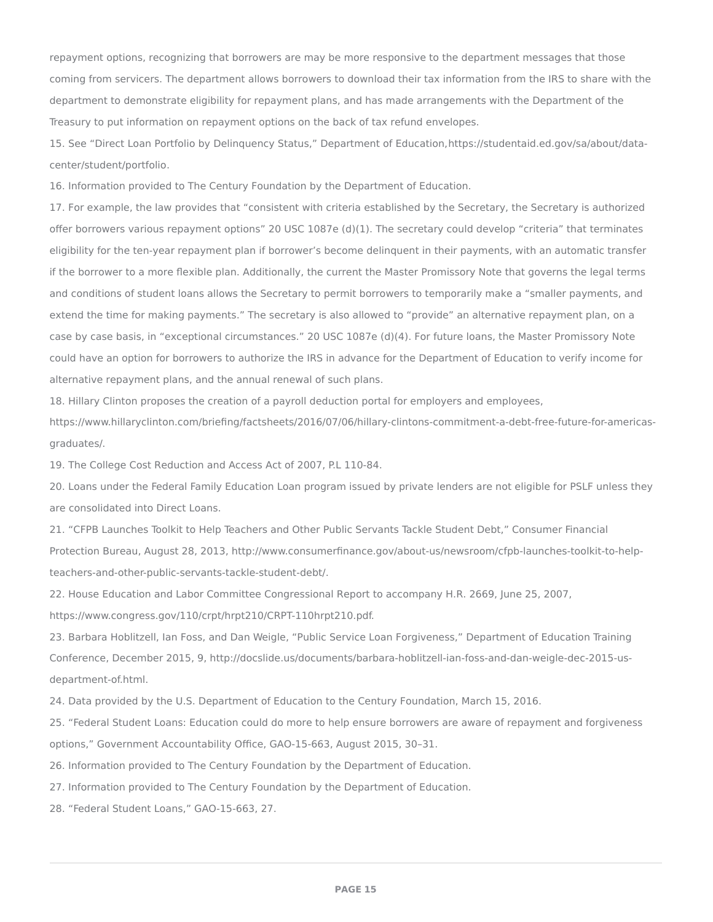repayment options, recognizing that borrowers are may be more responsive to the department messages that those coming from servicers. The department allows borrowers to download their tax information from the IRS to share with the department to demonstrate eligibility for repayment plans, and has made arrangements with the Department of the Treasury to put information on repayment options on the back of tax refund envelopes.

15. See "Direct Loan Portfolio by Delinquency Status," Department of Education,https://studentaid.ed.gov/sa/about/data-center/student/portfolio.

16. Information provided to The Century Foundation by the Department of Education.

17. For example, the law provides that "consistent with criteria established by the Secretary, the Secretary is authorized offer borrowers various repayment options" 20 USC 1087e (d)(1). The secretary could develop "criteria" that terminates eligibility for the ten-year repayment plan if borrower's become delinquent in their payments, with an automatic transfer if the borrower to a more flexible plan. Additionally, the current the Master Promissory Note that governs the legal terms and conditions of student loans allows the Secretary to permit borrowers to temporarily make a "smaller payments, and extend the time for making payments." The secretary is also allowed to "provide" an alternative repayment plan, on a case by case basis, in "exceptional circumstances." 20 USC 1087e (d)(4). For future loans, the Master Promissory Note could have an option for borrowers to authorize the IRS in advance for the Department of Education to verify income for alternative repayment plans, and the annual renewal of such plans.

18. Hillary Clinton proposes the creation of a payroll deduction portal for employers and employees, https://www.hillaryclinton.com/briefing/factsheets/2016/07/06/hillary-clintons-commitment-a-debt-free-future-for-americas-graduates/.

19. The College Cost Reduction and Access Act of 2007, P.L 110-84.

20. Loans under the Federal Family Education Loan program issued by private lenders are not eligible for PSLF unless they are consolidated into Direct Loans.

21. "CFPB Launches Toolkit to Help Teachers and Other Public Servants Tackle Student Debt," Consumer Financial Protection Bureau, August 28, 2013, http://www.consumerfinance.gov/about-us/newsroom/cfpb-launches-toolkit-to-help-teachers-and-other-public-servants-tackle-student-debt/.

22. House Education and Labor Committee Congressional Report to accompany H.R. 2669, June 25, 2007, https://www.congress.gov/110/crpt/hrpt210/CRPT-110hrpt210.pdf.

23. Barbara Hoblitzell, Ian Foss, and Dan Weigle, "Public Service Loan Forgiveness," Department of Education Training Conference, December 2015, 9, http://docslide.us/documents/barbara-hoblitzell-ian-foss-and-dan-weigle-dec-2015-us-department-of.html.

24. Data provided by the U.S. Department of Education to the Century Foundation, March 15, 2016.

25. "Federal Student Loans: Education could do more to help ensure borrowers are aware of repayment and forgiveness options," Government Accountability Office, GAO-15-663, August 2015, 30–31.

26. Information provided to The Century Foundation by the Department of Education.

27. Information provided to The Century Foundation by the Department of Education.

28. "Federal Student Loans," GAO-15-663, 27.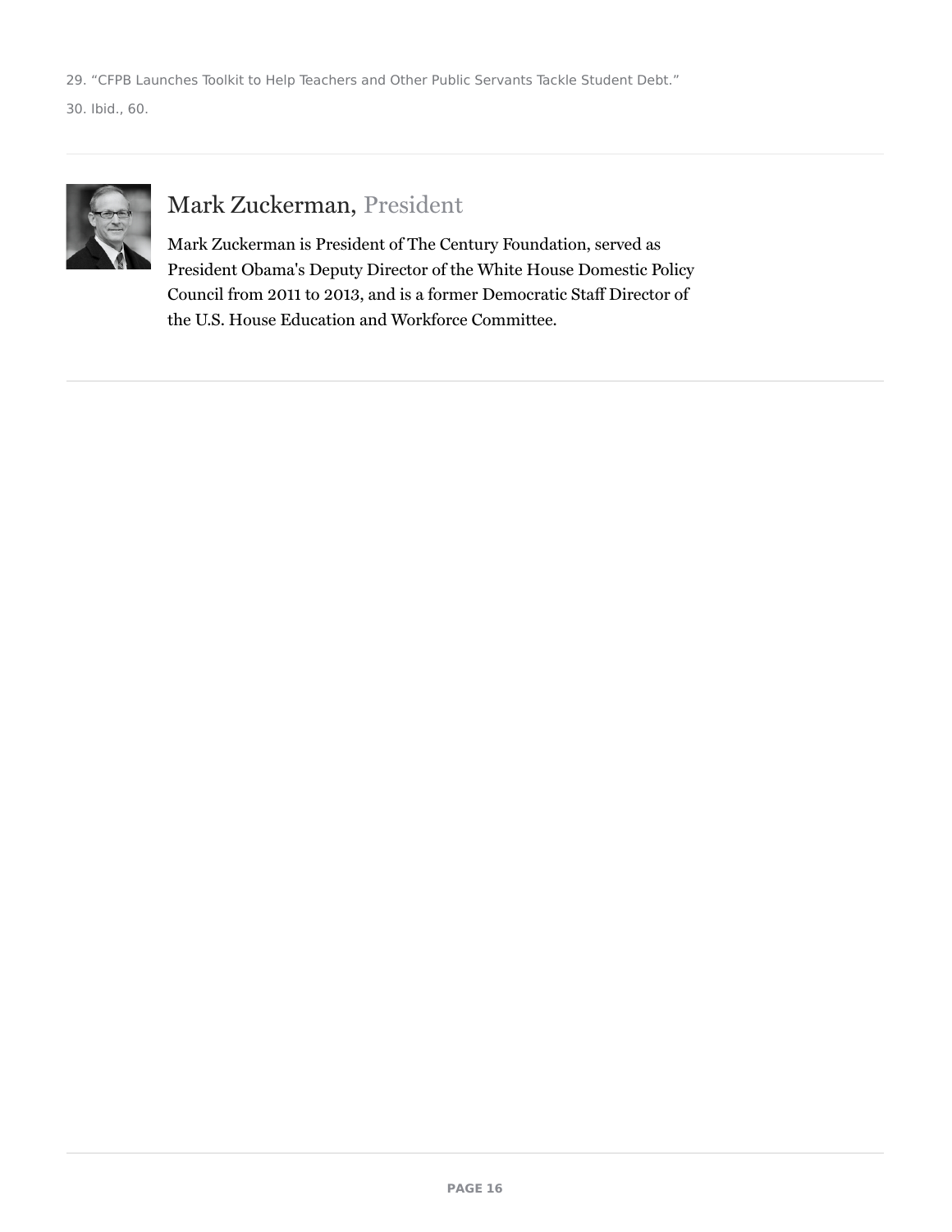29. "CFPB Launches Toolkit to Help Teachers and Other Public Servants Tackle Student Debt."

30. Ibid., 60.

## Mark Zuckerman, President

Mark Zuckerman is President of The Century Foundation, served as President Obama's Deputy Director of the White House Domestic Policy Council from 2011 to 2013, and is a former Democratic Staff Director of the U.S. House Education and Workforce Committee.